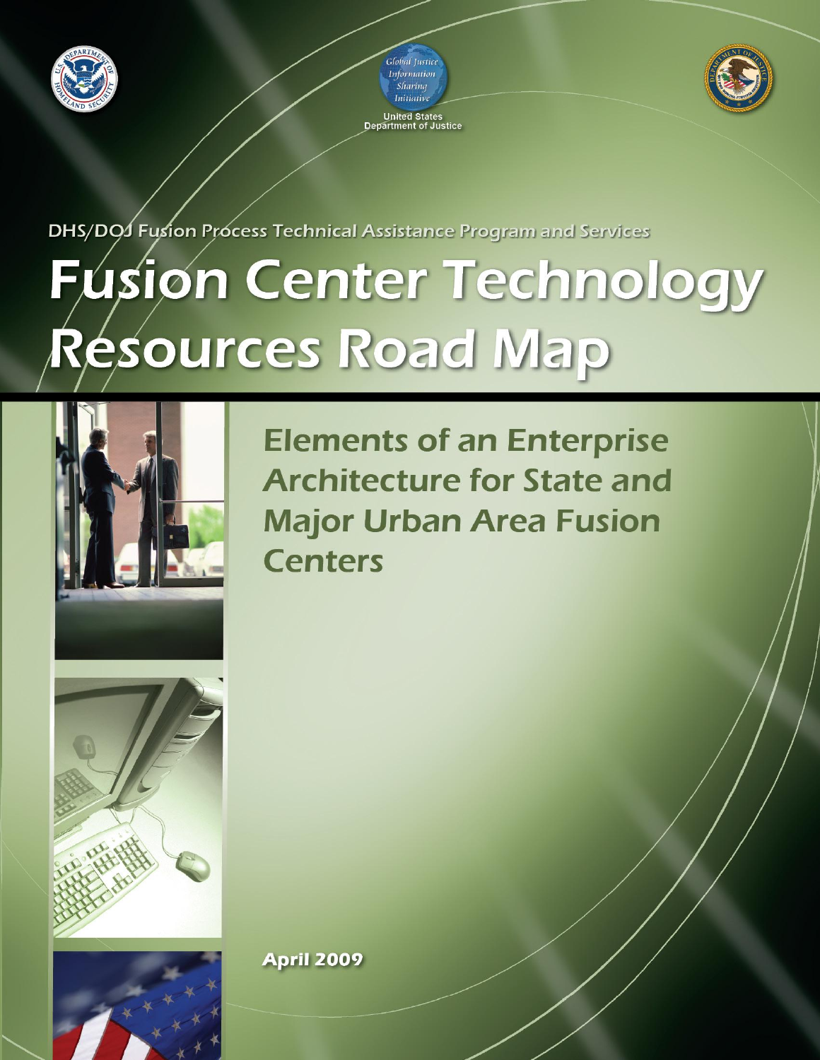Global Justice Information Sharing Initiative

United States Department of Justice

DHS/DOJ Fusion Process Technical Assistance Program and Services

# Fusion Center Technology Resources Road Map

## Elements of an Enterprise Architecture for State and Major Urban Area Fusion Centers

**April 2009**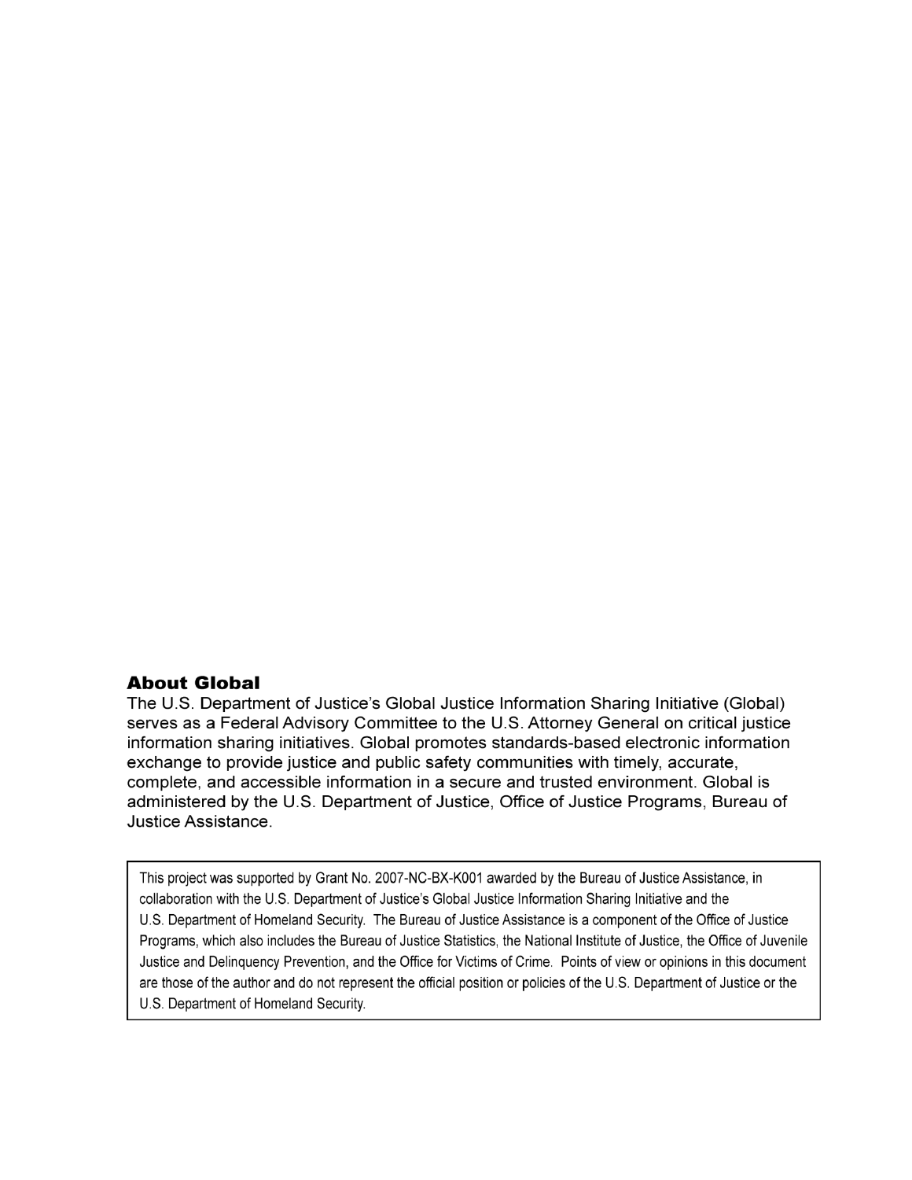## About Global

The U.S. Department of Justice's Global Justice Information Sharing Initiative (Global) serves as a Federal Advisory Committee to the U.S. Attorney General on critical justice information sharing initiatives. Global promotes standards-based electronic information exchange to provide justice and public safety communities with timely, accurate, complete, and accessible information in a secure and trusted environment. Global is administered by the U.S. Department of Justice, Office of Justice Programs, Bureau of Justice Assistance.

This project was supported by Grant No. 2007-NC-BX-K001 awarded by the Bureau of Justice Assistance, in collaboration with the U.S. Department of Justice's Global Justice Information Sharing Initiative and the U.S. Department of Homeland Security. The Bureau of Justice Assistance is a component of the Office of Justice Programs, which also includes the Bureau of Justice Statistics, the National Institute of Justice, the Office of Juvenile Justice and Delinquency Prevention, and the Office for Victims of Crime. Points of view or opinions in this document are those of the author and do not represent the official position or policies of the U.S. Department of Justice or the U.S. Department of Homeland Security.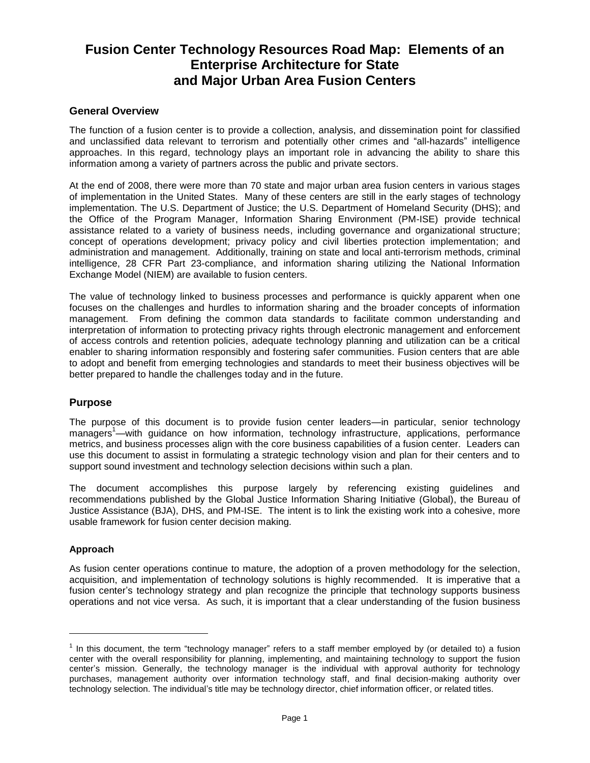# Fusion Center Technology Resources Road Map: Elements of an Enterprise Architecture for State and Major Urban Area Fusion Centers

## General Overview

The function of a fusion center is to provide a collection, analysis, and dissemination point for classified and unclassified data relevant to terrorism and potentially other crimes and "all-hazards" intelligence approaches. In this regard, technology plays an important role in advancing the ability to share this information among a variety of partners across the public and private sectors.

At the end of 2008, there were more than 70 state and major urban area fusion centers in various stages of implementation in the United States. Many of these centers are still in the early stages of technology implementation. The U.S. Department of Justice; the U.S. Department of Homeland Security (DHS); and the Office of the Program Manager, Information Sharing Environment (PM-ISE) provide technical assistance related to a variety of business needs, including governance and organizational structure; concept of operations development; privacy policy and civil liberties protection implementation; and administration and management. Additionally, training on state and local anti-terrorism methods, criminal intelligence, 28 CFR Part 23-compliance, and information sharing utilizing the National Information Exchange Model (NIEM) are available to fusion centers.

The value of technology linked to business processes and performance is quickly apparent when one focuses on the challenges and hurdles to information sharing and the broader concepts of information management. From defining the common data standards to facilitate common understanding and interpretation of information to protecting privacy rights through electronic management and enforcement of access controls and retention policies, adequate technology planning and utilization can be a critical enabler to sharing information responsibly and fostering safer communities. Fusion centers that are able to adopt and benefit from emerging technologies and standards to meet their business objectives will be better prepared to handle the challenges today and in the future.

## Purpose

The purpose of this document is to provide fusion center leaders—in particular, senior technology managers[1]—with guidance on how information, technology infrastructure, applications, performance metrics, and business processes align with the core business capabilities of a fusion center. Leaders can use this document to assist in formulating a strategic technology vision and plan for their centers and to support sound investment and technology selection decisions within such a plan.

The document accomplishes this purpose largely by referencing existing guidelines and recommendations published by the Global Justice Information Sharing Initiative (Global), the Bureau of Justice Assistance (BJA), DHS, and PM-ISE. The intent is to link the existing work into a cohesive, more usable framework for fusion center decision making.

### Approach

As fusion center operations continue to mature, the adoption of a proven methodology for the selection, acquisition, and implementation of technology solutions is highly recommended. It is imperative that a fusion center's technology strategy and plan recognize the principle that technology supports business operations and not vice versa. As such, it is important that a clear understanding of the fusion business

---

[1] In this document, the term "technology manager" refers to a staff member employed by (or detailed to) a fusion center with the overall responsibility for planning, implementing, and maintaining technology to support the fusion center's mission. Generally, the technology manager is the individual with approval authority for technology purchases, management authority over information technology staff, and final decision-making authority over technology selection. The individual's title may be technology director, chief information officer, or related titles.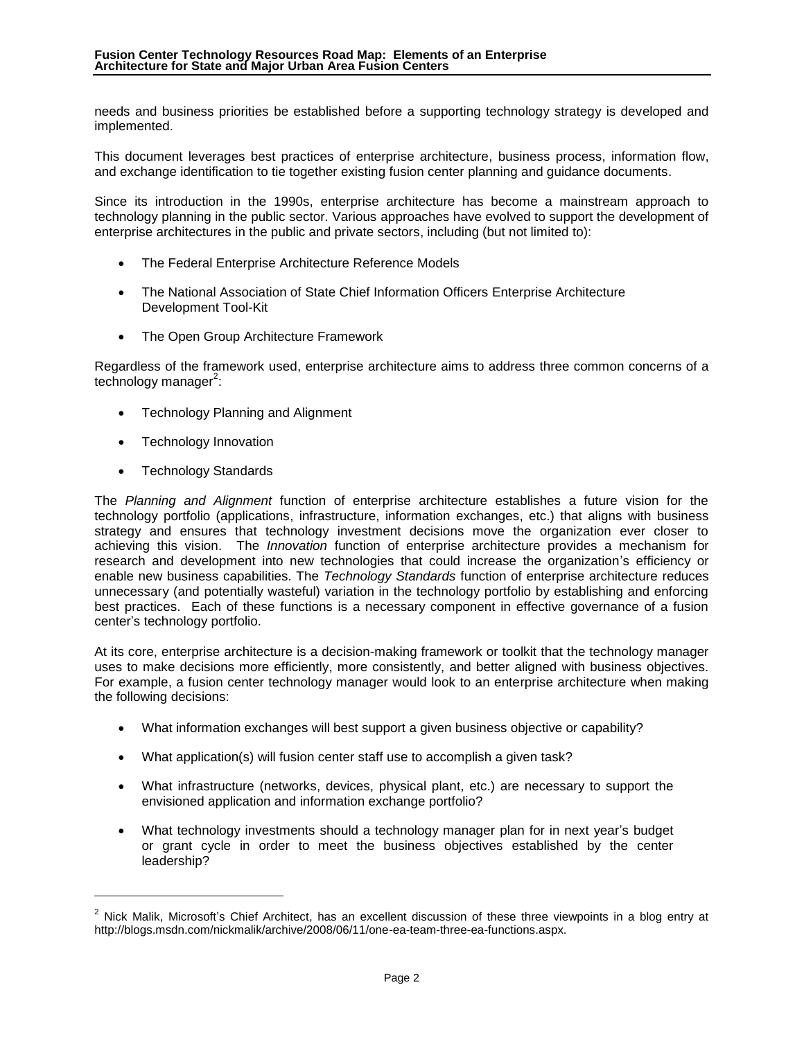needs and business priorities be established before a supporting technology strategy is developed and implemented.

This document leverages best practices of enterprise architecture, business process, information flow, and exchange identification to tie together existing fusion center planning and guidance documents.

Since its introduction in the 1990s, enterprise architecture has become a mainstream approach to technology planning in the public sector. Various approaches have evolved to support the development of enterprise architectures in the public and private sectors, including (but not limited to):

- The Federal Enterprise Architecture Reference Models
- The National Association of State Chief Information Officers Enterprise Architecture Development Tool-Kit
- The Open Group Architecture Framework

Regardless of the framework used, enterprise architecture aims to address three common concerns of a technology manager[2]:

- Technology Planning and Alignment
- Technology Innovation
- Technology Standards

The *Planning and Alignment* function of enterprise architecture establishes a future vision for the technology portfolio (applications, infrastructure, information exchanges, etc.) that aligns with business strategy and ensures that technology investment decisions move the organization ever closer to achieving this vision. The *Innovation* function of enterprise architecture provides a mechanism for research and development into new technologies that could increase the organization's efficiency or enable new business capabilities. The *Technology Standards* function of enterprise architecture reduces unnecessary (and potentially wasteful) variation in the technology portfolio by establishing and enforcing best practices. Each of these functions is a necessary component in effective governance of a fusion center's technology portfolio.

At its core, enterprise architecture is a decision-making framework or toolkit that the technology manager uses to make decisions more efficiently, more consistently, and better aligned with business objectives. For example, a fusion center technology manager would look to an enterprise architecture when making the following decisions:

- What information exchanges will best support a given business objective or capability?
- What application(s) will fusion center staff use to accomplish a given task?
- What infrastructure (networks, devices, physical plant, etc.) are necessary to support the envisioned application and information exchange portfolio?
- What technology investments should a technology manager plan for in next year's budget or grant cycle in order to meet the business objectives established by the center leadership?

---

[2] Nick Malik, Microsoft's Chief Architect, has an excellent discussion of these three viewpoints in a blog entry at http://blogs.msdn.com/nickmalik/archive/2008/06/11/one-ea-team-three-ea-functions.aspx.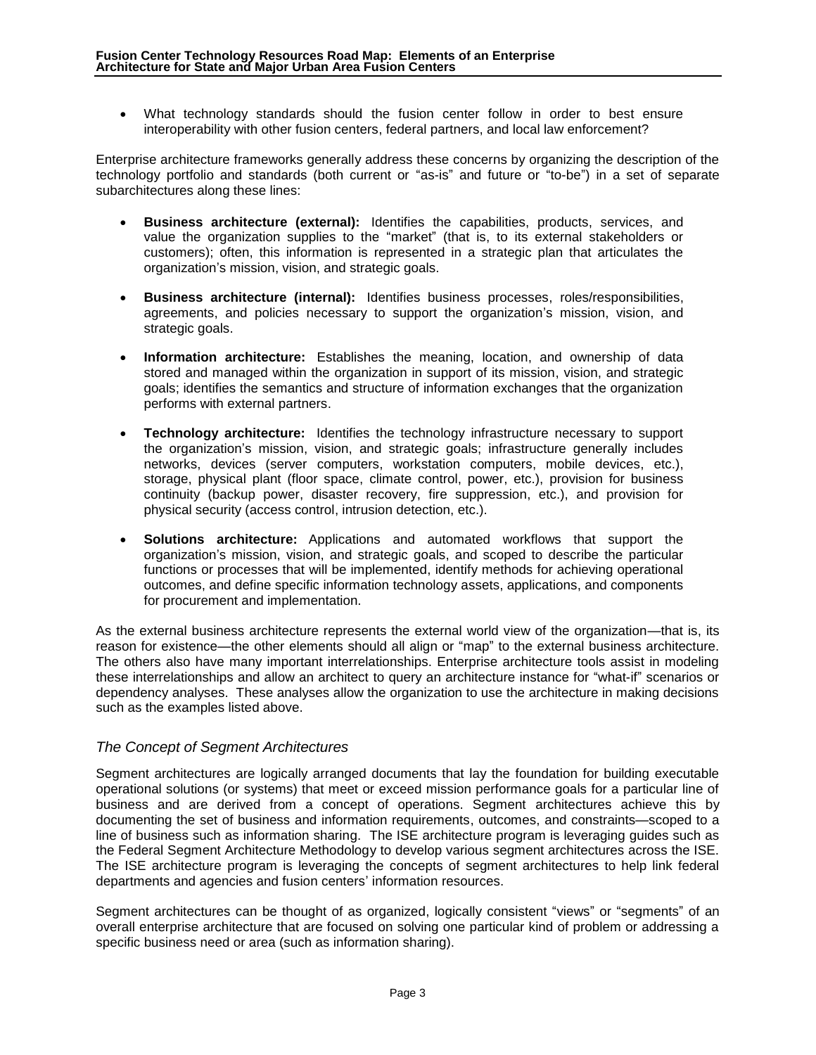- What technology standards should the fusion center follow in order to best ensure interoperability with other fusion centers, federal partners, and local law enforcement?

Enterprise architecture frameworks generally address these concerns by organizing the description of the technology portfolio and standards (both current or "as-is" and future or "to-be") in a set of separate subarchitectures along these lines:

- **Business architecture (external):** Identifies the capabilities, products, services, and value the organization supplies to the "market" (that is, to its external stakeholders or customers); often, this information is represented in a strategic plan that articulates the organization's mission, vision, and strategic goals.

- **Business architecture (internal):** Identifies business processes, roles/responsibilities, agreements, and policies necessary to support the organization's mission, vision, and strategic goals.

- **Information architecture:** Establishes the meaning, location, and ownership of data stored and managed within the organization in support of its mission, vision, and strategic goals; identifies the semantics and structure of information exchanges that the organization performs with external partners.

- **Technology architecture:** Identifies the technology infrastructure necessary to support the organization's mission, vision, and strategic goals; infrastructure generally includes networks, devices (server computers, workstation computers, mobile devices, etc.), storage, physical plant (floor space, climate control, power, etc.), provision for business continuity (backup power, disaster recovery, fire suppression, etc.), and provision for physical security (access control, intrusion detection, etc.).

- **Solutions architecture:** Applications and automated workflows that support the organization's mission, vision, and strategic goals, and scoped to describe the particular functions or processes that will be implemented, identify methods for achieving operational outcomes, and define specific information technology assets, applications, and components for procurement and implementation.

As the external business architecture represents the external world view of the organization—that is, its reason for existence—the other elements should all align or "map" to the external business architecture. The others also have many important interrelationships. Enterprise architecture tools assist in modeling these interrelationships and allow an architect to query an architecture instance for "what-if" scenarios or dependency analyses. These analyses allow the organization to use the architecture in making decisions such as the examples listed above.

### *The Concept of Segment Architectures*

Segment architectures are logically arranged documents that lay the foundation for building executable operational solutions (or systems) that meet or exceed mission performance goals for a particular line of business and are derived from a concept of operations. Segment architectures achieve this by documenting the set of business and information requirements, outcomes, and constraints—scoped to a line of business such as information sharing. The ISE architecture program is leveraging guides such as the Federal Segment Architecture Methodology to develop various segment architectures across the ISE. The ISE architecture program is leveraging the concepts of segment architectures to help link federal departments and agencies and fusion centers' information resources.

Segment architectures can be thought of as organized, logically consistent "views" or "segments" of an overall enterprise architecture that are focused on solving one particular kind of problem or addressing a specific business need or area (such as information sharing).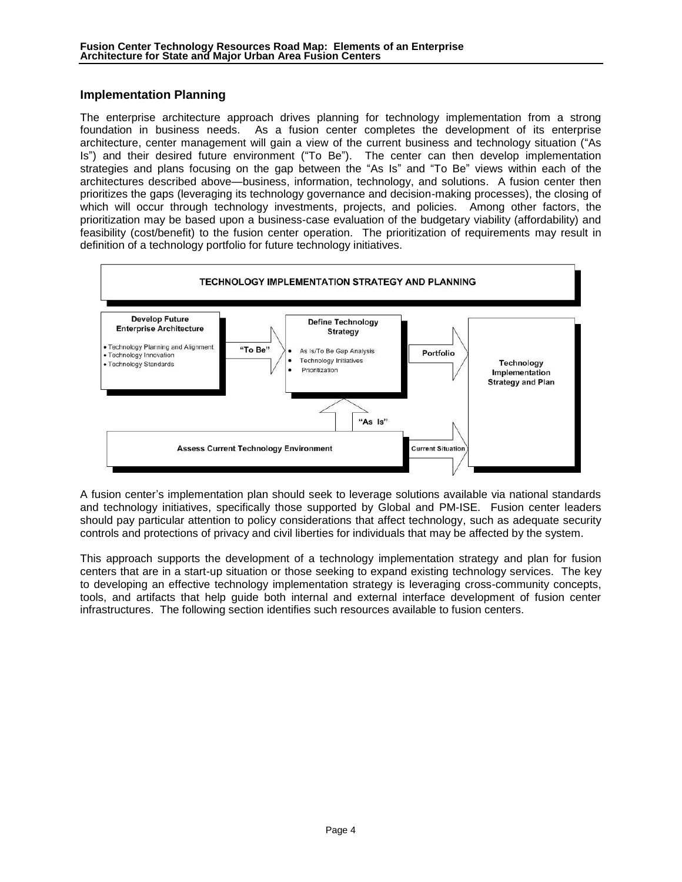## Implementation Planning

The enterprise architecture approach drives planning for technology implementation from a strong foundation in business needs. As a fusion center completes the development of its enterprise architecture, center management will gain a view of the current business and technology situation ("As Is") and their desired future environment ("To Be"). The center can then develop implementation strategies and plans focusing on the gap between the "As Is" and "To Be" views within each of the architectures described above—business, information, technology, and solutions. A fusion center then prioritizes the gaps (leveraging its technology governance and decision-making processes), the closing of which will occur through technology investments, projects, and policies. Among other factors, the prioritization may be based upon a business-case evaluation of the budgetary viability (affordability) and feasibility (cost/benefit) to the fusion center operation. The prioritization of requirements may result in definition of a technology portfolio for future technology initiatives.

TECHNOLOGY IMPLEMENTATION STRATEGY AND PLANNING

Develop Future Enterprise Architecture
- Technology Planning and Alignment
- Technology Innovation
- Technology Standards

"To Be"

Define Technology Strategy
- As Is/To Be Gap Analysis
- Technology Initiatives
- Prioritization

Portfolio

Technology Implementation Strategy and Plan

"As Is"

Assess Current Technology Environment

Current Situation

A fusion center's implementation plan should seek to leverage solutions available via national standards and technology initiatives, specifically those supported by Global and PM-ISE. Fusion center leaders should pay particular attention to policy considerations that affect technology, such as adequate security controls and protections of privacy and civil liberties for individuals that may be affected by the system.

This approach supports the development of a technology implementation strategy and plan for fusion centers that are in a start-up situation or those seeking to expand existing technology services. The key to developing an effective technology implementation strategy is leveraging cross-community concepts, tools, and artifacts that help guide both internal and external interface development of fusion center infrastructures. The following section identifies such resources available to fusion centers.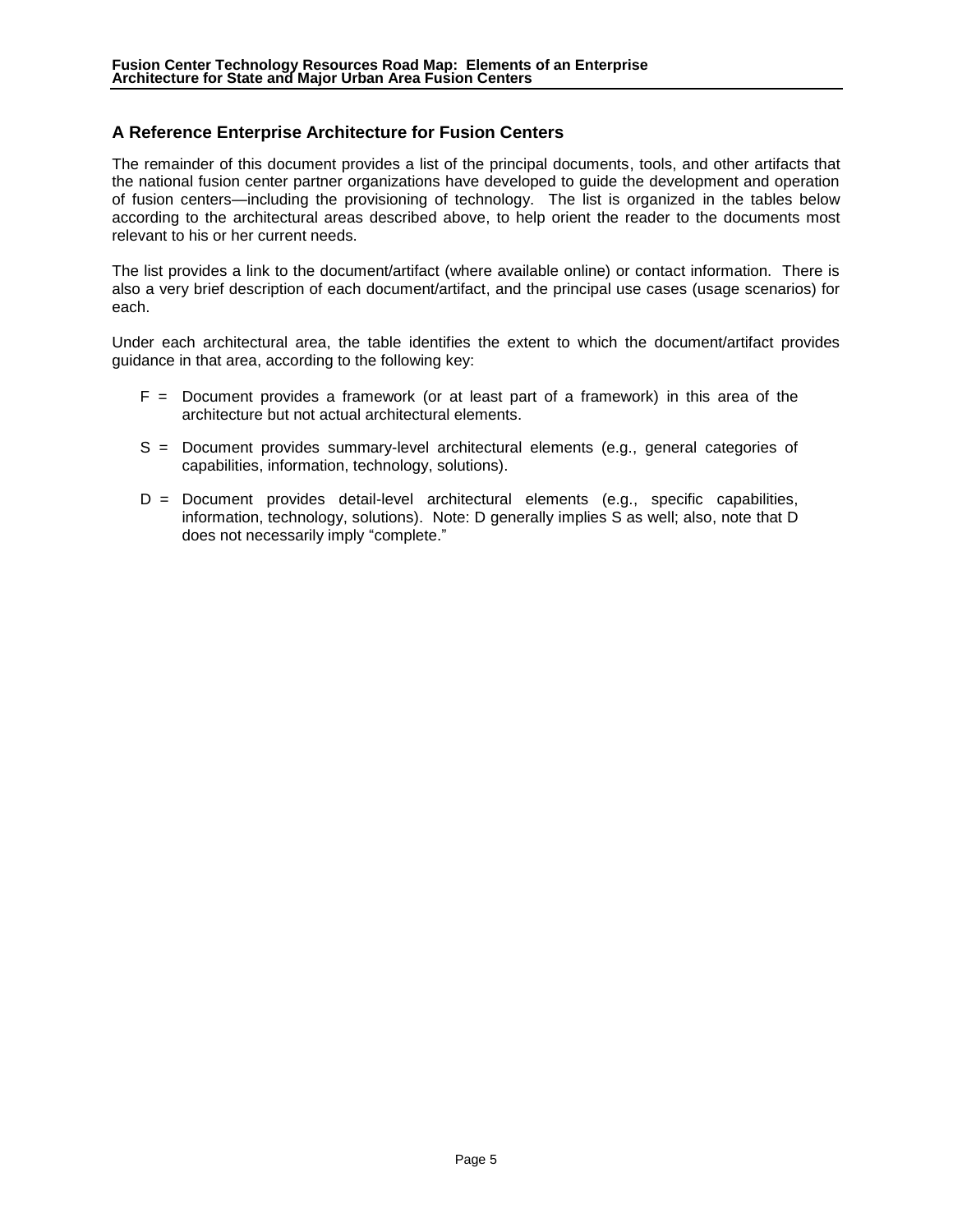## A Reference Enterprise Architecture for Fusion Centers

The remainder of this document provides a list of the principal documents, tools, and other artifacts that the national fusion center partner organizations have developed to guide the development and operation of fusion centers—including the provisioning of technology. The list is organized in the tables below according to the architectural areas described above, to help orient the reader to the documents most relevant to his or her current needs.

The list provides a link to the document/artifact (where available online) or contact information. There is also a very brief description of each document/artifact, and the principal use cases (usage scenarios) for each.

Under each architectural area, the table identifies the extent to which the document/artifact provides guidance in that area, according to the following key:

- F = Document provides a framework (or at least part of a framework) in this area of the architecture but not actual architectural elements.
- S = Document provides summary-level architectural elements (e.g., general categories of capabilities, information, technology, solutions).
- D = Document provides detail-level architectural elements (e.g., specific capabilities, information, technology, solutions). Note: D generally implies S as well; also, note that D does not necessarily imply "complete."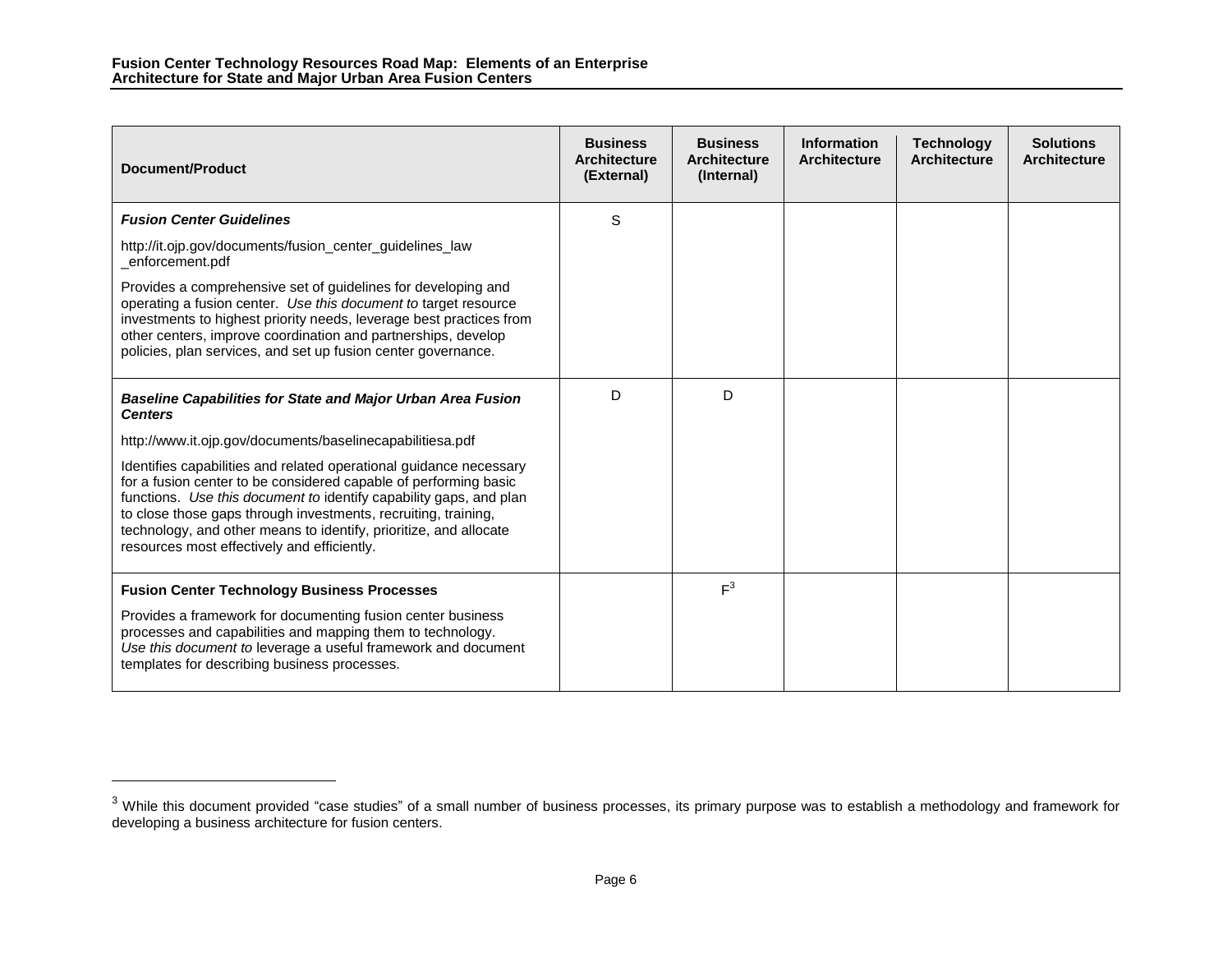| Document/Product | Business Architecture (External) | Business Architecture (Internal) | Information Architecture | Technology Architecture | Solutions Architecture |
|---|---|---|---|---|---|
| ***Fusion Center Guidelines***<br><br>http://it.ojp.gov/documents/fusion_center_guidelines_law_enforcement.pdf<br><br>Provides a comprehensive set of guidelines for developing and operating a fusion center. *Use this document to* target resource investments to highest priority needs, leverage best practices from other centers, improve coordination and partnerships, develop policies, plan services, and set up fusion center governance. | S | | | | |
| ***Baseline Capabilities for State and Major Urban Area Fusion Centers***<br><br>http://www.it.ojp.gov/documents/baselinecapabilitiesa.pdf<br><br>Identifies capabilities and related operational guidance necessary for a fusion center to be considered capable of performing basic functions. *Use this document to* identify capability gaps, and plan to close those gaps through investments, recruiting, training, technology, and other means to identify, prioritize, and allocate resources most effectively and efficiently. | D | D | | | |
| **Fusion Center Technology Business Processes**<br><br>Provides a framework for documenting fusion center business processes and capabilities and mapping them to technology. *Use this document to* leverage a useful framework and document templates for describing business processes. | | F[3] | | | |

[3] While this document provided "case studies" of a small number of business processes, its primary purpose was to establish a methodology and framework for developing a business architecture for fusion centers.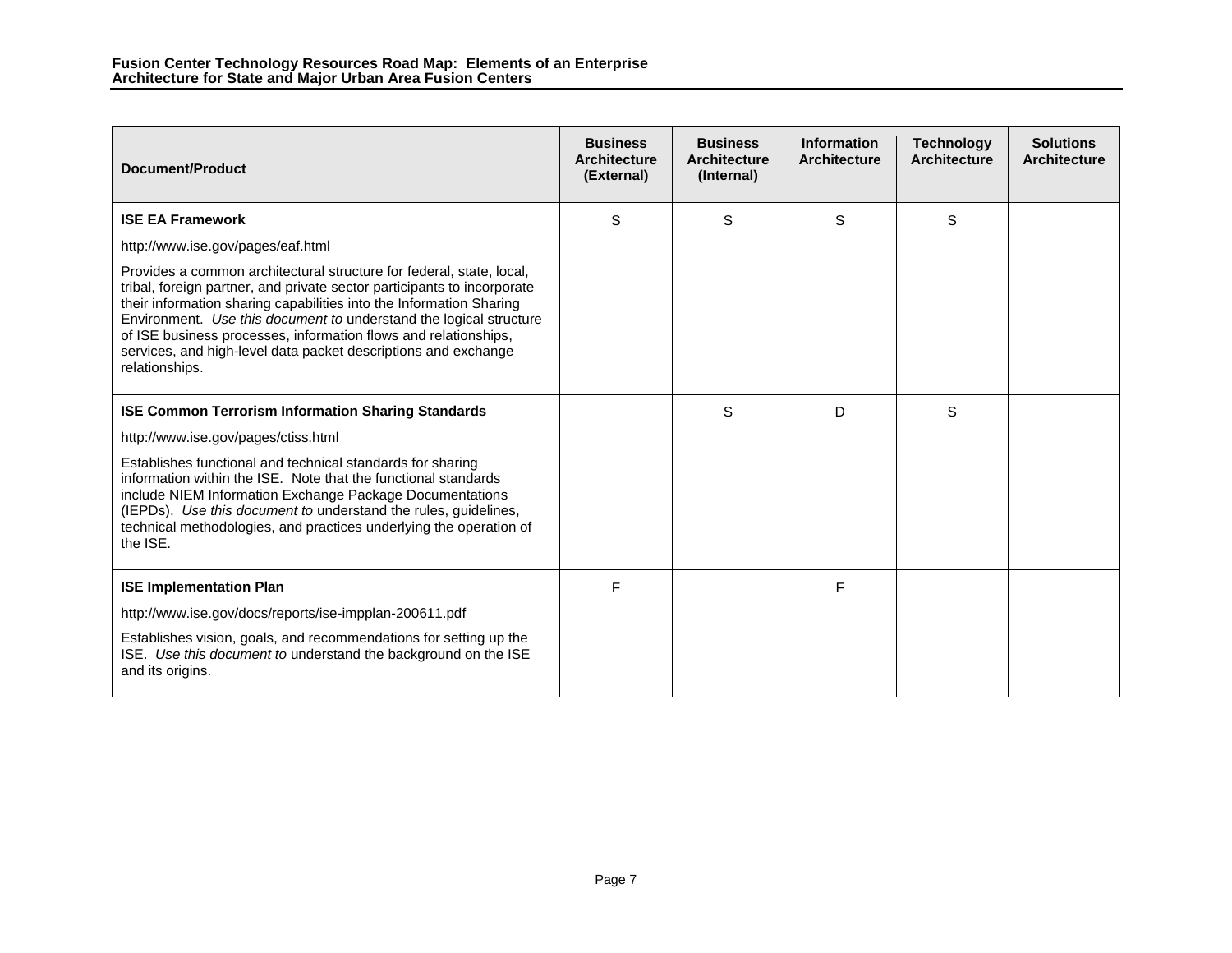| Document/Product | Business Architecture (External) | Business Architecture (Internal) | Information Architecture | Technology Architecture | Solutions Architecture |
|---|---|---|---|---|---|
| **ISE EA Framework**<br><br>http://www.ise.gov/pages/eaf.html<br><br>Provides a common architectural structure for federal, state, local, tribal, foreign partner, and private sector participants to incorporate their information sharing capabilities into the Information Sharing Environment. *Use this document to* understand the logical structure of ISE business processes, information flows and relationships, services, and high-level data packet descriptions and exchange relationships. | S | S | S | S | |
| **ISE Common Terrorism Information Sharing Standards**<br><br>http://www.ise.gov/pages/ctiss.html<br><br>Establishes functional and technical standards for sharing information within the ISE. Note that the functional standards include NIEM Information Exchange Package Documentations (IEPDs). *Use this document to* understand the rules, guidelines, technical methodologies, and practices underlying the operation of the ISE. | | S | D | S | |
| **ISE Implementation Plan**<br><br>http://www.ise.gov/docs/reports/ise-impplan-200611.pdf<br><br>Establishes vision, goals, and recommendations for setting up the ISE. *Use this document to* understand the background on the ISE and its origins. | F | | F | | |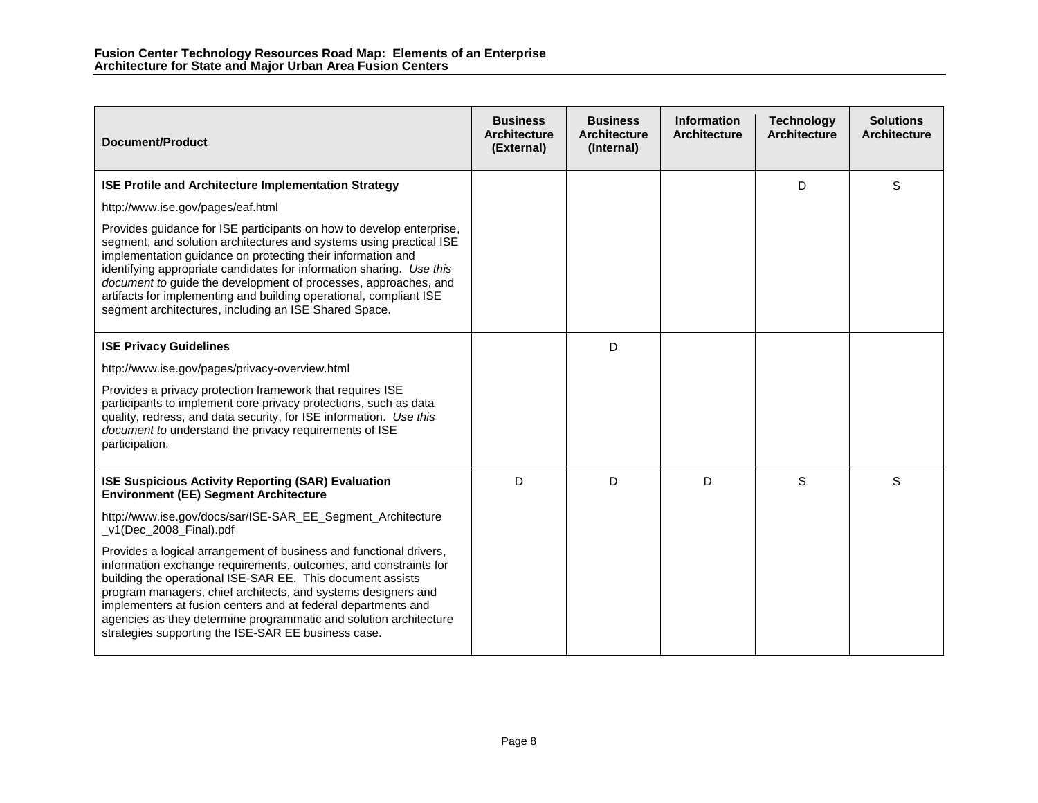| Document/Product | Business Architecture (External) | Business Architecture (Internal) | Information Architecture | Technology Architecture | Solutions Architecture |
|---|---|---|---|---|---|
| **ISE Profile and Architecture Implementation Strategy**<br><br>http://www.ise.gov/pages/eaf.html<br><br>Provides guidance for ISE participants on how to develop enterprise, segment, and solution architectures and systems using practical ISE implementation guidance on protecting their information and identifying appropriate candidates for information sharing. *Use this document to* guide the development of processes, approaches, and artifacts for implementing and building operational, compliant ISE segment architectures, including an ISE Shared Space. | | | | D | S |
| **ISE Privacy Guidelines**<br><br>http://www.ise.gov/pages/privacy-overview.html<br><br>Provides a privacy protection framework that requires ISE participants to implement core privacy protections, such as data quality, redress, and data security, for ISE information. *Use this document to* understand the privacy requirements of ISE participation. | | D | | | |
| **ISE Suspicious Activity Reporting (SAR) Evaluation Environment (EE) Segment Architecture**<br><br>http://www.ise.gov/docs/sar/ISE-SAR_EE_Segment_Architecture_v1(Dec_2008_Final).pdf<br><br>Provides a logical arrangement of business and functional drivers, information exchange requirements, outcomes, and constraints for building the operational ISE-SAR EE. This document assists program managers, chief architects, and systems designers and implementers at fusion centers and at federal departments and agencies as they determine programmatic and solution architecture strategies supporting the ISE-SAR EE business case. | D | D | D | S | S |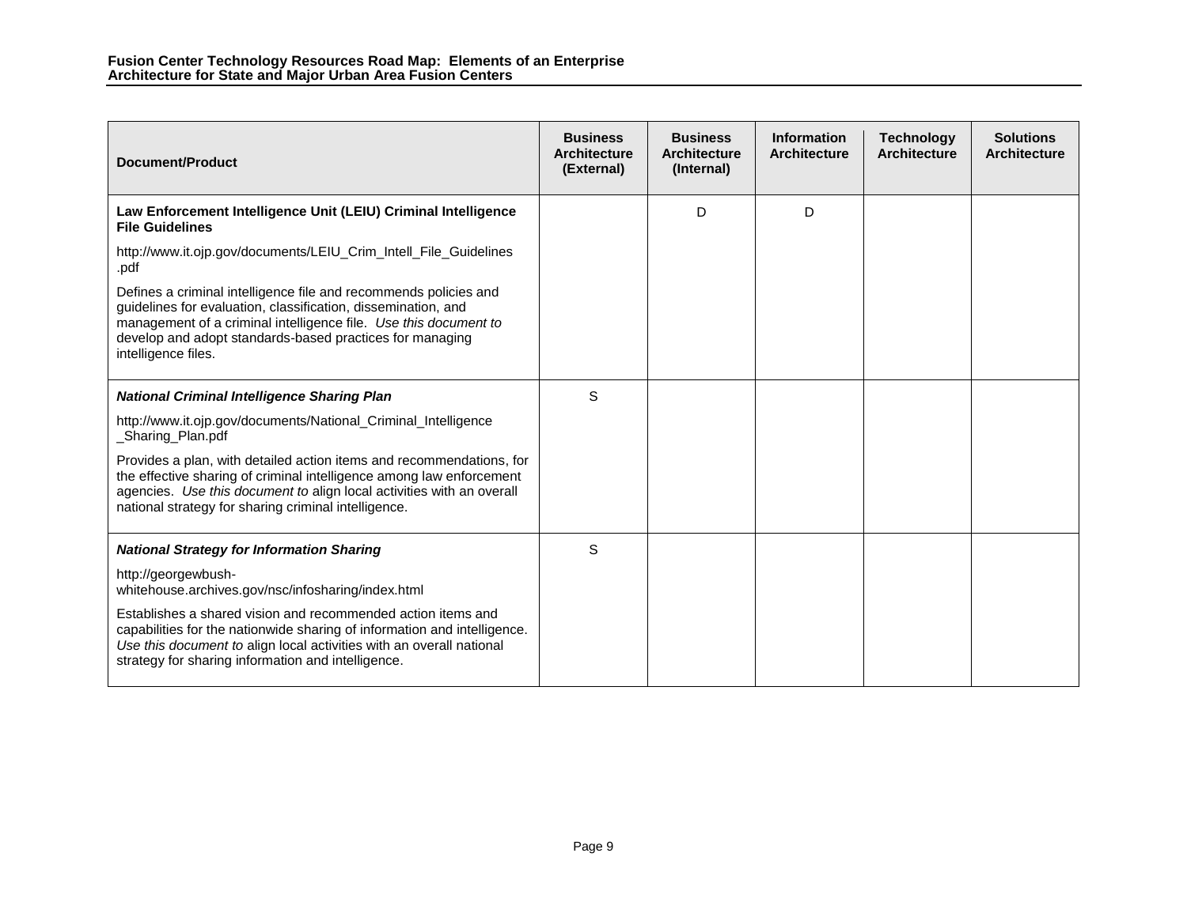| Document/Product | Business Architecture (External) | Business Architecture (Internal) | Information Architecture | Technology Architecture | Solutions Architecture |
|---|---|---|---|---|---|
| **Law Enforcement Intelligence Unit (LEIU) Criminal Intelligence File Guidelines**<br><br>http://www.it.ojp.gov/documents/LEIU_Crim_Intell_File_Guidelines.pdf<br><br>Defines a criminal intelligence file and recommends policies and guidelines for evaluation, classification, dissemination, and management of a criminal intelligence file. *Use this document to* develop and adopt standards-based practices for managing intelligence files. | | D | D | | |
| ***National Criminal Intelligence Sharing Plan***<br><br>http://www.it.ojp.gov/documents/National_Criminal_Intelligence_Sharing_Plan.pdf<br><br>Provides a plan, with detailed action items and recommendations, for the effective sharing of criminal intelligence among law enforcement agencies. *Use this document to* align local activities with an overall national strategy for sharing criminal intelligence. | S | | | | |
| ***National Strategy for Information Sharing***<br><br>http://georgewbush-whitehouse.archives.gov/nsc/infosharing/index.html<br><br>Establishes a shared vision and recommended action items and capabilities for the nationwide sharing of information and intelligence. *Use this document to* align local activities with an overall national strategy for sharing information and intelligence. | S | | | | |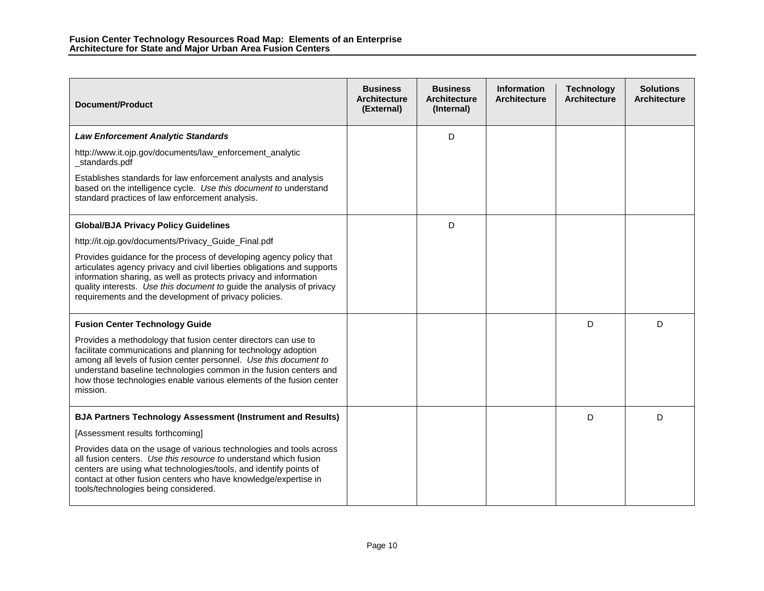| Document/Product | Business Architecture (External) | Business Architecture (Internal) | Information Architecture | Technology Architecture | Solutions Architecture |
|---|---|---|---|---|---|
| ***Law Enforcement Analytic Standards***<br><br>http://www.it.ojp.gov/documents/law_enforcement_analytic_standards.pdf<br><br>Establishes standards for law enforcement analysts and analysis based on the intelligence cycle. *Use this document to* understand standard practices of law enforcement analysis. | | D | | | |
| **Global/BJA Privacy Policy Guidelines**<br><br>http://it.ojp.gov/documents/Privacy_Guide_Final.pdf<br><br>Provides guidance for the process of developing agency policy that articulates agency privacy and civil liberties obligations and supports information sharing, as well as protects privacy and information quality interests. *Use this document to* guide the analysis of privacy requirements and the development of privacy policies. | | D | | | |
| **Fusion Center Technology Guide**<br><br>Provides a methodology that fusion center directors can use to facilitate communications and planning for technology adoption among all levels of fusion center personnel. *Use this document to* understand baseline technologies common in the fusion centers and how those technologies enable various elements of the fusion center mission. | | | | D | D |
| **BJA Partners Technology Assessment (Instrument and Results)**<br><br>[Assessment results forthcoming]<br><br>Provides data on the usage of various technologies and tools across all fusion centers. *Use this resource to* understand which fusion centers are using what technologies/tools, and identify points of contact at other fusion centers who have knowledge/expertise in tools/technologies being considered. | | | | D | D |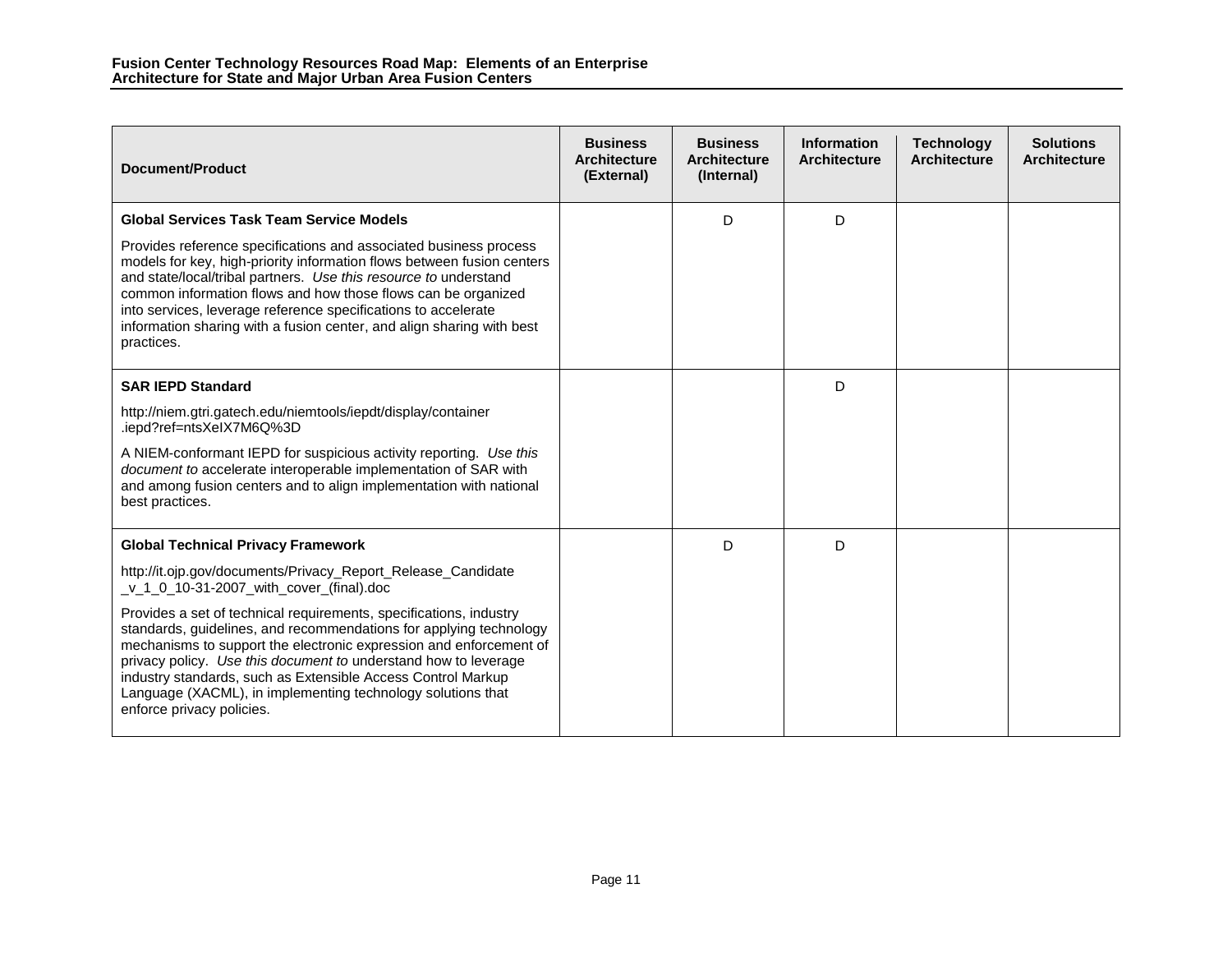| Document/Product | Business Architecture (External) | Business Architecture (Internal) | Information Architecture | Technology Architecture | Solutions Architecture |
|---|---|---|---|---|---|
| **Global Services Task Team Service Models**<br><br>Provides reference specifications and associated business process models for key, high-priority information flows between fusion centers and state/local/tribal partners. *Use this resource to* understand common information flows and how those flows can be organized into services, leverage reference specifications to accelerate information sharing with a fusion center, and align sharing with best practices. | | D | D | | |
| **SAR IEPD Standard**<br><br>http://niem.gtri.gatech.edu/niemtools/iepdt/display/container.iepd?ref=ntsXeIX7M6Q%3D<br><br>A NIEM-conformant IEPD for suspicious activity reporting. *Use this document to* accelerate interoperable implementation of SAR with and among fusion centers and to align implementation with national best practices. | | | D | | |
| **Global Technical Privacy Framework**<br><br>http://it.ojp.gov/documents/Privacy_Report_Release_Candidate_v_1_0_10-31-2007_with_cover_(final).doc<br><br>Provides a set of technical requirements, specifications, industry standards, guidelines, and recommendations for applying technology mechanisms to support the electronic expression and enforcement of privacy policy. *Use this document to* understand how to leverage industry standards, such as Extensible Access Control Markup Language (XACML), in implementing technology solutions that enforce privacy policies. | | D | D | | |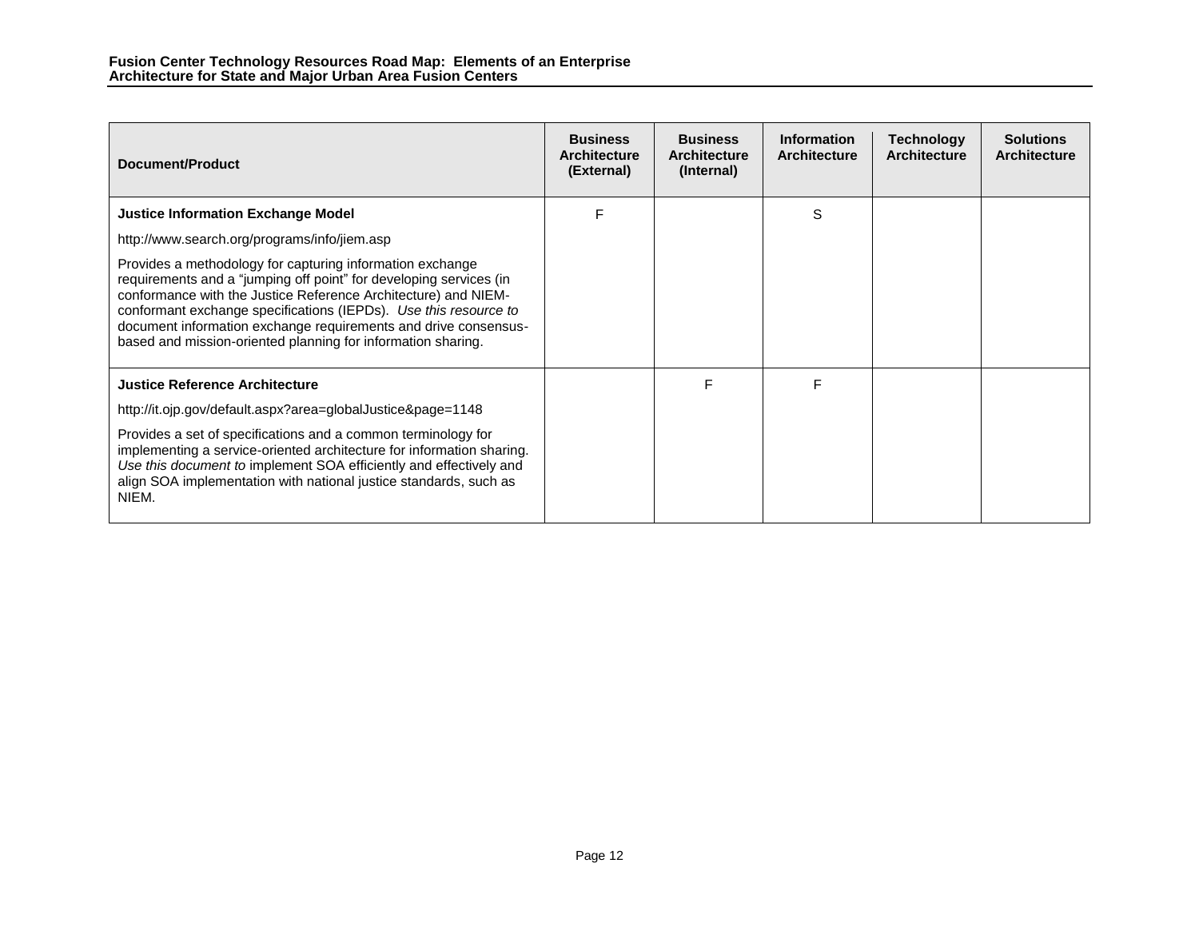| Document/Product | Business Architecture (External) | Business Architecture (Internal) | Information Architecture | Technology Architecture | Solutions Architecture |
|---|---|---|---|---|---|
| **Justice Information Exchange Model**<br><br>http://www.search.org/programs/info/jiem.asp<br><br>Provides a methodology for capturing information exchange requirements and a "jumping off point" for developing services (in conformance with the Justice Reference Architecture) and NIEM-conformant exchange specifications (IEPDs). *Use this resource to* document information exchange requirements and drive consensus-based and mission-oriented planning for information sharing. | F | | S | | |
| **Justice Reference Architecture**<br><br>http://it.ojp.gov/default.aspx?area=globalJustice&page=1148<br><br>Provides a set of specifications and a common terminology for implementing a service-oriented architecture for information sharing. *Use this document to* implement SOA efficiently and effectively and align SOA implementation with national justice standards, such as NIEM. | | F | F | | |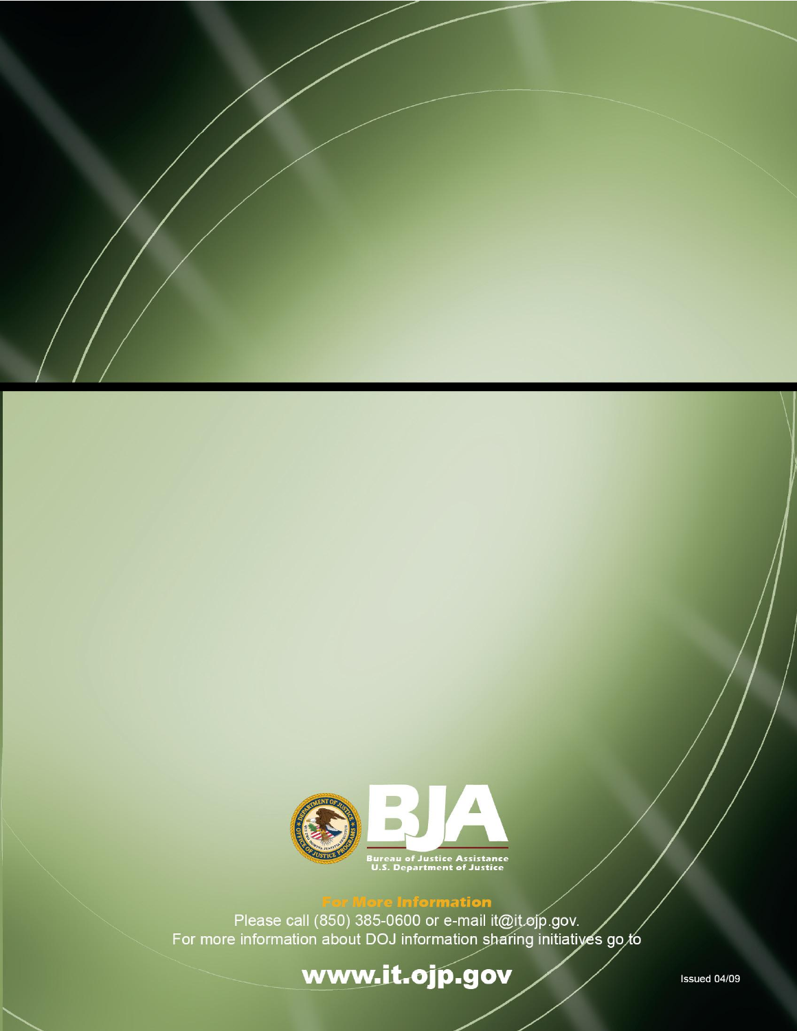Bureau of Justice Assistance
U.S. Department of Justice

**For More Information**

Please call (850) 385-0600 or e-mail it@it.ojp.gov.
For more information about DOJ information sharing initiatives go to

**www.it.ojp.gov**

Issued 04/09